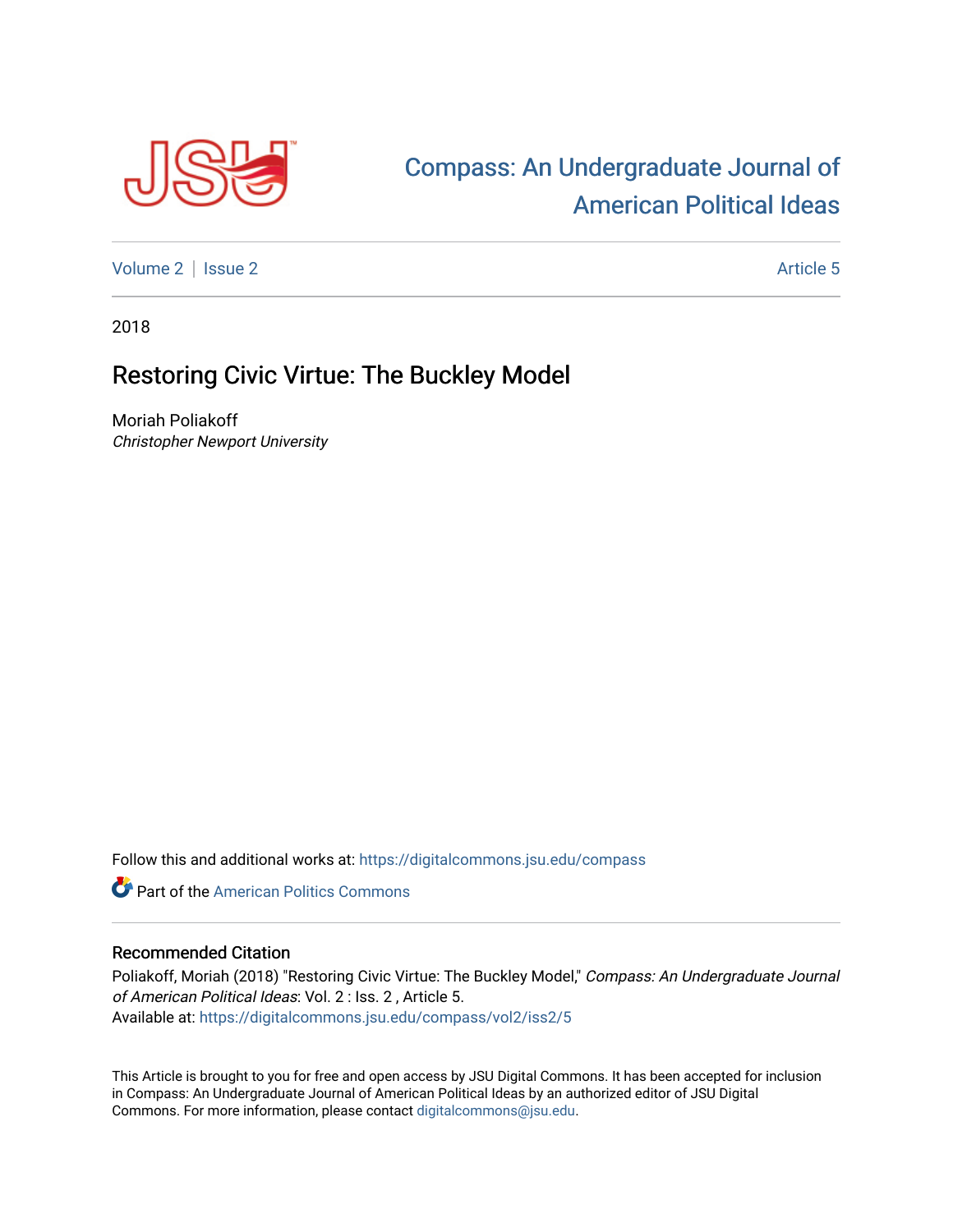# Compass: An Undergraduate Journal of American Political Ideas

Volume 2 | Issue 2 — Article 5

2018

## Restoring Civic Virtue: The Buckley Model

Moriah Poliakoff
*Christopher Newport University*

Follow this and additional works at: https://digitalcommons.jsu.edu/compass

Part of the American Politics Commons

### Recommended Citation

Poliakoff, Moriah (2018) "Restoring Civic Virtue: The Buckley Model," *Compass: An Undergraduate Journal of American Political Ideas*: Vol. 2 : Iss. 2 , Article 5.
Available at: https://digitalcommons.jsu.edu/compass/vol2/iss2/5

This Article is brought to you for free and open access by JSU Digital Commons. It has been accepted for inclusion in Compass: An Undergraduate Journal of American Political Ideas by an authorized editor of JSU Digital Commons. For more information, please contact digitalcommons@jsu.edu.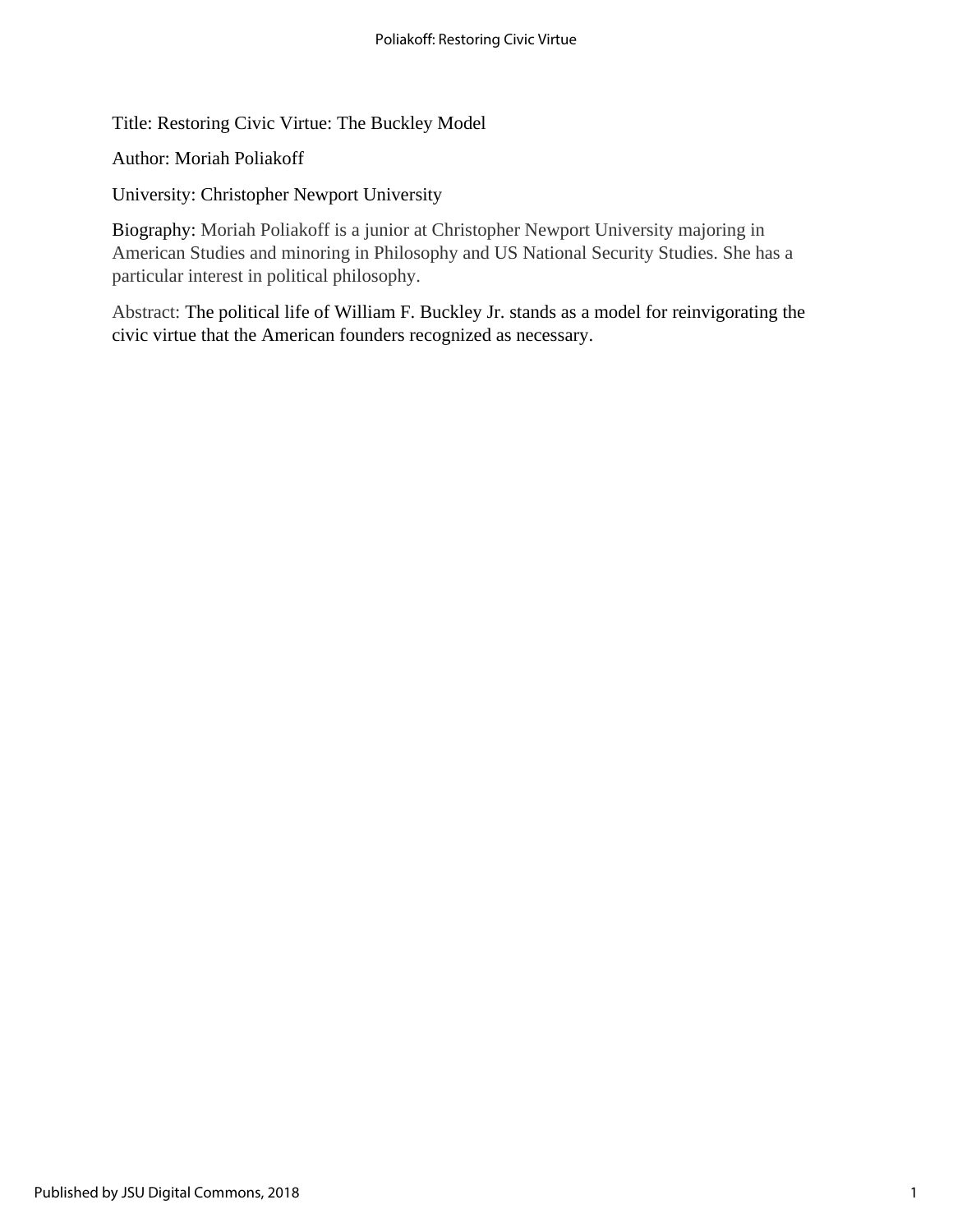Title: Restoring Civic Virtue: The Buckley Model

Author: Moriah Poliakoff

University: Christopher Newport University

Biography: Moriah Poliakoff is a junior at Christopher Newport University majoring in American Studies and minoring in Philosophy and US National Security Studies. She has a particular interest in political philosophy.

Abstract: The political life of William F. Buckley Jr. stands as a model for reinvigorating the civic virtue that the American founders recognized as necessary.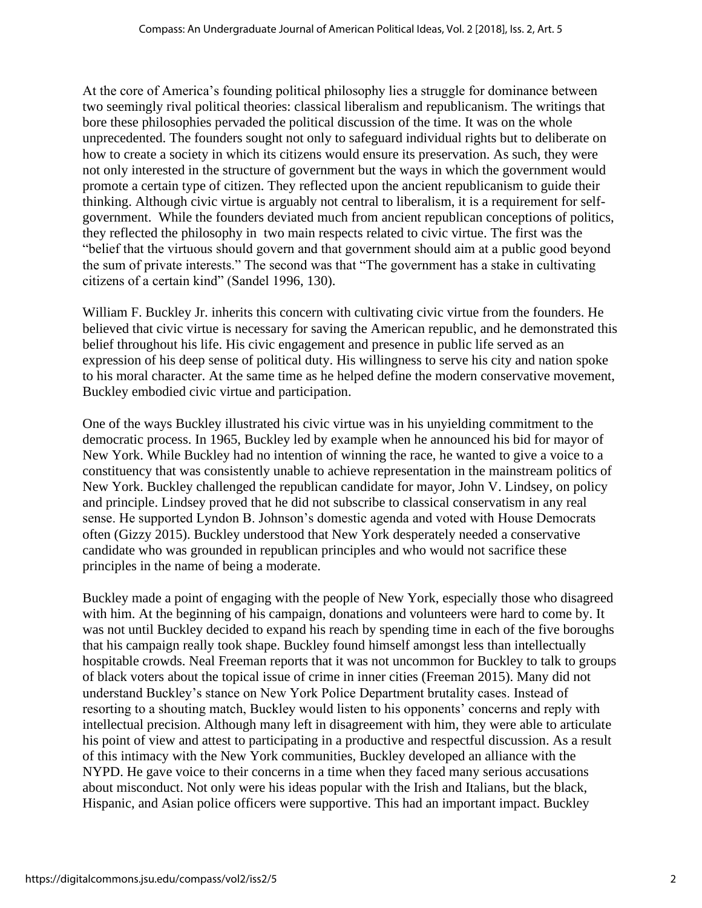At the core of America's founding political philosophy lies a struggle for dominance between two seemingly rival political theories: classical liberalism and republicanism. The writings that bore these philosophies pervaded the political discussion of the time. It was on the whole unprecedented. The founders sought not only to safeguard individual rights but to deliberate on how to create a society in which its citizens would ensure its preservation. As such, they were not only interested in the structure of government but the ways in which the government would promote a certain type of citizen. They reflected upon the ancient republicanism to guide their thinking. Although civic virtue is arguably not central to liberalism, it is a requirement for self-government. While the founders deviated much from ancient republican conceptions of politics, they reflected the philosophy in two main respects related to civic virtue. The first was the "belief that the virtuous should govern and that government should aim at a public good beyond the sum of private interests." The second was that "The government has a stake in cultivating citizens of a certain kind" (Sandel 1996, 130).

William F. Buckley Jr. inherits this concern with cultivating civic virtue from the founders. He believed that civic virtue is necessary for saving the American republic, and he demonstrated this belief throughout his life. His civic engagement and presence in public life served as an expression of his deep sense of political duty. His willingness to serve his city and nation spoke to his moral character. At the same time as he helped define the modern conservative movement, Buckley embodied civic virtue and participation.

One of the ways Buckley illustrated his civic virtue was in his unyielding commitment to the democratic process. In 1965, Buckley led by example when he announced his bid for mayor of New York. While Buckley had no intention of winning the race, he wanted to give a voice to a constituency that was consistently unable to achieve representation in the mainstream politics of New York. Buckley challenged the republican candidate for mayor, John V. Lindsey, on policy and principle. Lindsey proved that he did not subscribe to classical conservatism in any real sense. He supported Lyndon B. Johnson's domestic agenda and voted with House Democrats often (Gizzy 2015). Buckley understood that New York desperately needed a conservative candidate who was grounded in republican principles and who would not sacrifice these principles in the name of being a moderate.

Buckley made a point of engaging with the people of New York, especially those who disagreed with him. At the beginning of his campaign, donations and volunteers were hard to come by. It was not until Buckley decided to expand his reach by spending time in each of the five boroughs that his campaign really took shape. Buckley found himself amongst less than intellectually hospitable crowds. Neal Freeman reports that it was not uncommon for Buckley to talk to groups of black voters about the topical issue of crime in inner cities (Freeman 2015). Many did not understand Buckley's stance on New York Police Department brutality cases. Instead of resorting to a shouting match, Buckley would listen to his opponents' concerns and reply with intellectual precision. Although many left in disagreement with him, they were able to articulate his point of view and attest to participating in a productive and respectful discussion. As a result of this intimacy with the New York communities, Buckley developed an alliance with the NYPD. He gave voice to their concerns in a time when they faced many serious accusations about misconduct. Not only were his ideas popular with the Irish and Italians, but the black, Hispanic, and Asian police officers were supportive. This had an important impact. Buckley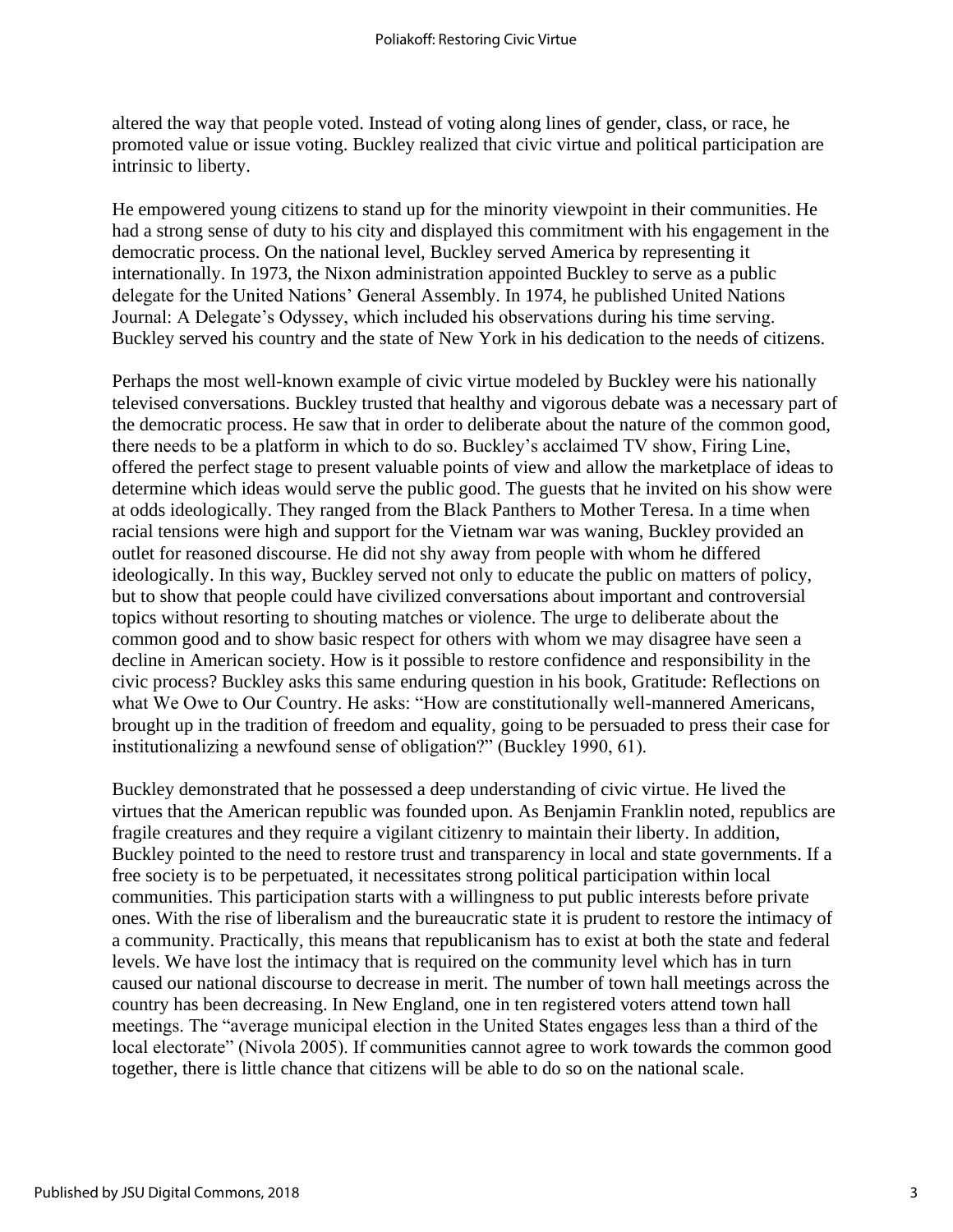altered the way that people voted. Instead of voting along lines of gender, class, or race, he promoted value or issue voting. Buckley realized that civic virtue and political participation are intrinsic to liberty.

He empowered young citizens to stand up for the minority viewpoint in their communities. He had a strong sense of duty to his city and displayed this commitment with his engagement in the democratic process. On the national level, Buckley served America by representing it internationally. In 1973, the Nixon administration appointed Buckley to serve as a public delegate for the United Nations' General Assembly. In 1974, he published United Nations Journal: A Delegate's Odyssey, which included his observations during his time serving. Buckley served his country and the state of New York in his dedication to the needs of citizens.

Perhaps the most well-known example of civic virtue modeled by Buckley were his nationally televised conversations. Buckley trusted that healthy and vigorous debate was a necessary part of the democratic process. He saw that in order to deliberate about the nature of the common good, there needs to be a platform in which to do so. Buckley's acclaimed TV show, Firing Line, offered the perfect stage to present valuable points of view and allow the marketplace of ideas to determine which ideas would serve the public good. The guests that he invited on his show were at odds ideologically. They ranged from the Black Panthers to Mother Teresa. In a time when racial tensions were high and support for the Vietnam war was waning, Buckley provided an outlet for reasoned discourse. He did not shy away from people with whom he differed ideologically. In this way, Buckley served not only to educate the public on matters of policy, but to show that people could have civilized conversations about important and controversial topics without resorting to shouting matches or violence. The urge to deliberate about the common good and to show basic respect for others with whom we may disagree have seen a decline in American society. How is it possible to restore confidence and responsibility in the civic process? Buckley asks this same enduring question in his book, Gratitude: Reflections on what We Owe to Our Country. He asks: "How are constitutionally well-mannered Americans, brought up in the tradition of freedom and equality, going to be persuaded to press their case for institutionalizing a newfound sense of obligation?" (Buckley 1990, 61).

Buckley demonstrated that he possessed a deep understanding of civic virtue. He lived the virtues that the American republic was founded upon. As Benjamin Franklin noted, republics are fragile creatures and they require a vigilant citizenry to maintain their liberty. In addition, Buckley pointed to the need to restore trust and transparency in local and state governments. If a free society is to be perpetuated, it necessitates strong political participation within local communities. This participation starts with a willingness to put public interests before private ones. With the rise of liberalism and the bureaucratic state it is prudent to restore the intimacy of a community. Practically, this means that republicanism has to exist at both the state and federal levels. We have lost the intimacy that is required on the community level which has in turn caused our national discourse to decrease in merit. The number of town hall meetings across the country has been decreasing. In New England, one in ten registered voters attend town hall meetings. The "average municipal election in the United States engages less than a third of the local electorate" (Nivola 2005). If communities cannot agree to work towards the common good together, there is little chance that citizens will be able to do so on the national scale.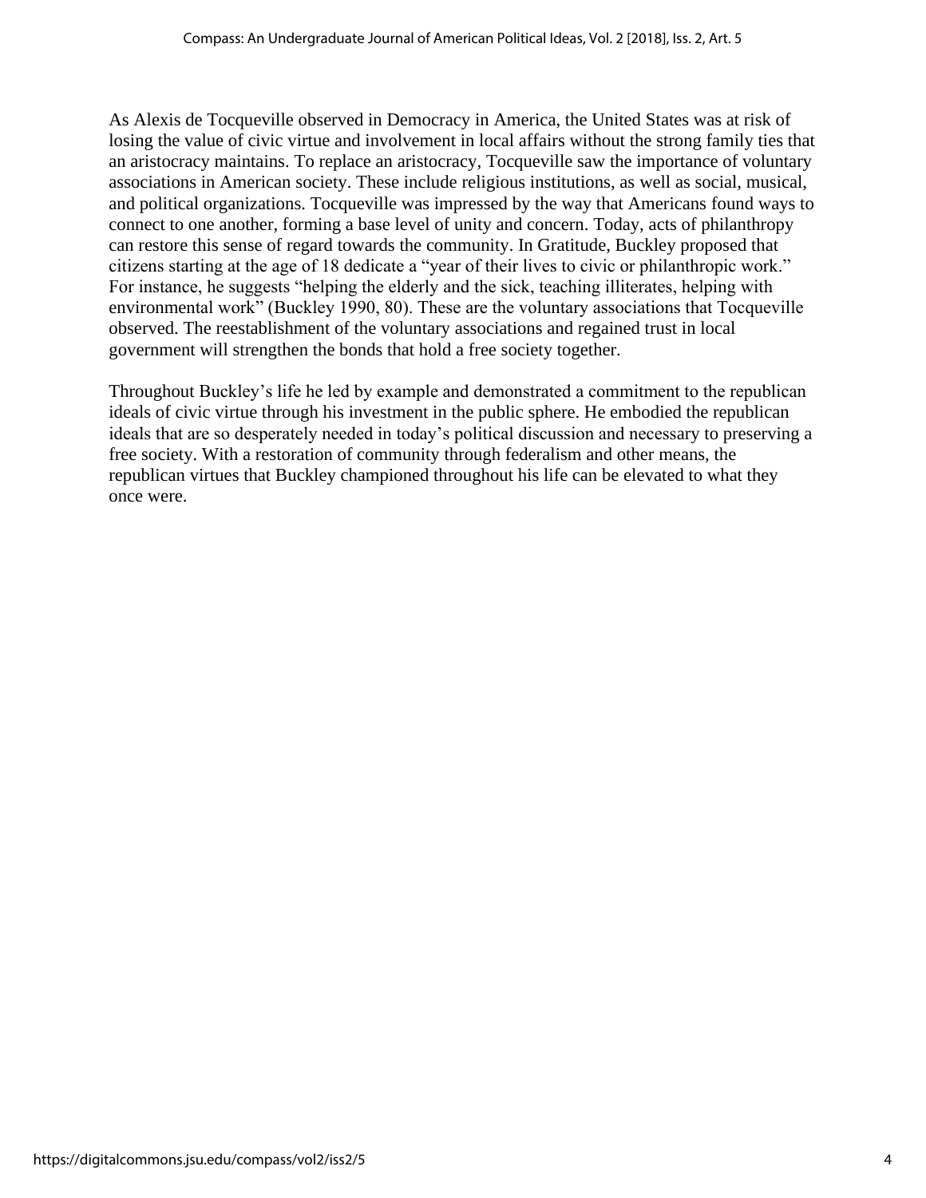As Alexis de Tocqueville observed in Democracy in America, the United States was at risk of losing the value of civic virtue and involvement in local affairs without the strong family ties that an aristocracy maintains. To replace an aristocracy, Tocqueville saw the importance of voluntary associations in American society. These include religious institutions, as well as social, musical, and political organizations. Tocqueville was impressed by the way that Americans found ways to connect to one another, forming a base level of unity and concern. Today, acts of philanthropy can restore this sense of regard towards the community. In Gratitude, Buckley proposed that citizens starting at the age of 18 dedicate a "year of their lives to civic or philanthropic work." For instance, he suggests "helping the elderly and the sick, teaching illiterates, helping with environmental work" (Buckley 1990, 80). These are the voluntary associations that Tocqueville observed. The reestablishment of the voluntary associations and regained trust in local government will strengthen the bonds that hold a free society together.

Throughout Buckley's life he led by example and demonstrated a commitment to the republican ideals of civic virtue through his investment in the public sphere. He embodied the republican ideals that are so desperately needed in today's political discussion and necessary to preserving a free society. With a restoration of community through federalism and other means, the republican virtues that Buckley championed throughout his life can be elevated to what they once were.